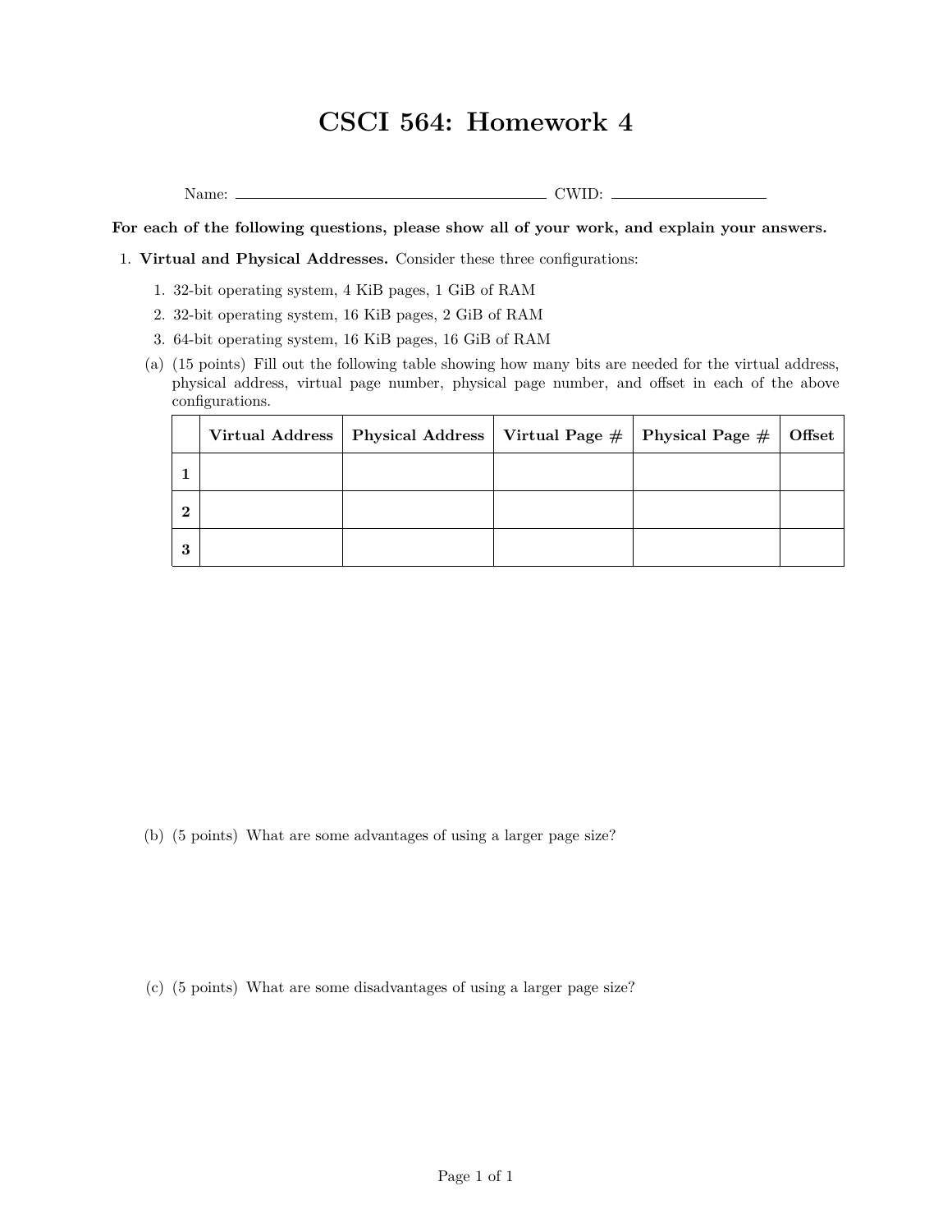# CSCI 564: Homework 4

Name: \_\_\_\_\_\_\_\_\_\_\_\_\_\_\_\_\_\_\_\_\_\_\_\_\_\_\_\_\_\_ CWID: \_\_\_\_\_\_\_\_\_\_\_\_\_\_\_

**For each of the following questions, please show all of your work, and explain your answers.**

1. **Virtual and Physical Addresses.** Consider these three configurations:

   1. 32-bit operating system, 4 KiB pages, 1 GiB of RAM
   2. 32-bit operating system, 16 KiB pages, 2 GiB of RAM
   3. 64-bit operating system, 16 KiB pages, 16 GiB of RAM

   (a) (15 points) Fill out the following table showing how many bits are needed for the virtual address, physical address, virtual page number, physical page number, and offset in each of the above configurations.

   | | **Virtual Address** | **Physical Address** | **Virtual Page #** | **Physical Page #** | **Offset** |
   |---|---|---|---|---|---|
   | **1** | | | | | |
   | **2** | | | | | |
   | **3** | | | | | |

   (b) (5 points) What are some advantages of using a larger page size?

   (c) (5 points) What are some disadvantages of using a larger page size?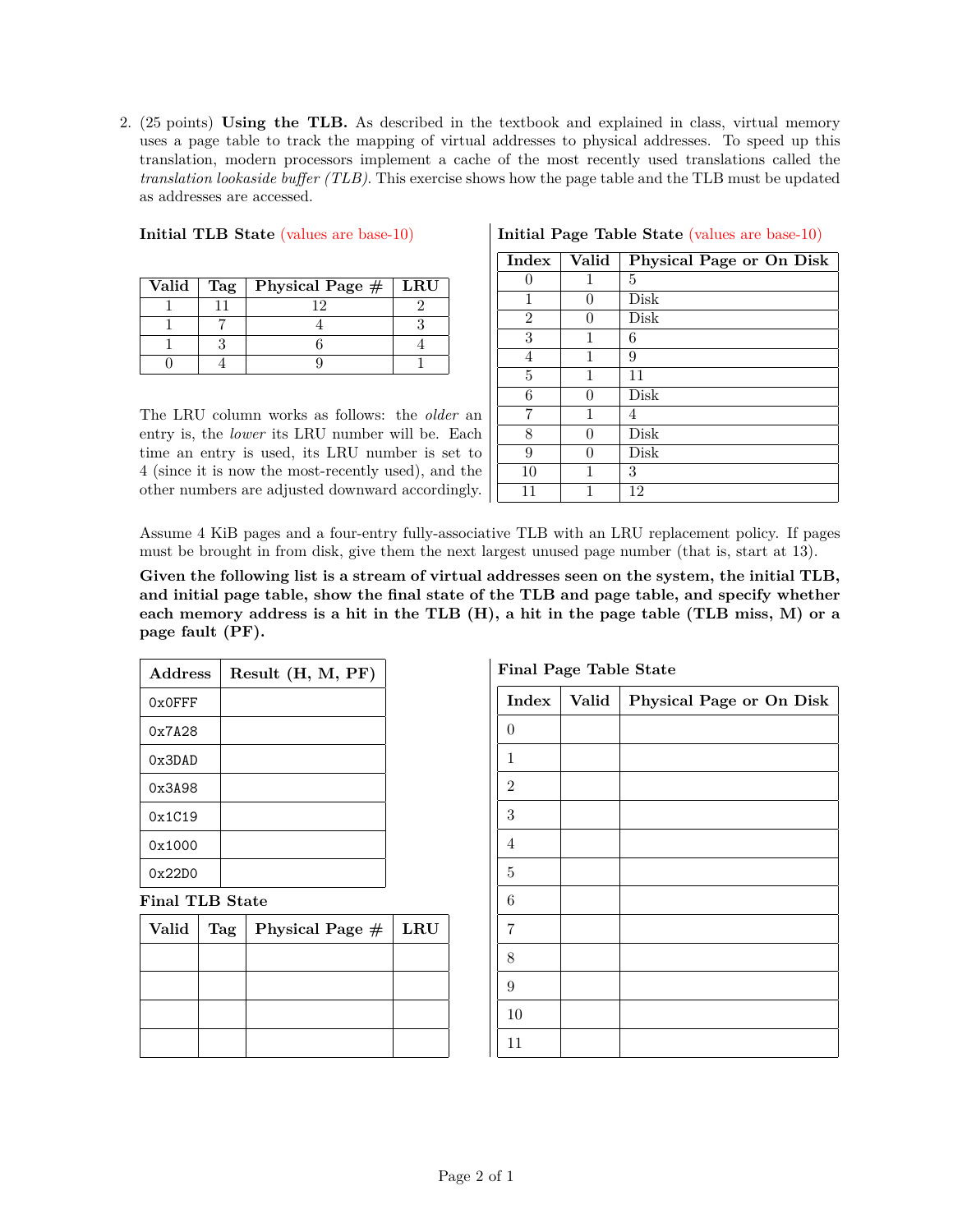2. (25 points) **Using the TLB.** As described in the textbook and explained in class, virtual memory uses a page table to track the mapping of virtual addresses to physical addresses. To speed up this translation, modern processors implement a cache of the most recently used translations called the *translation lookaside buffer (TLB)*. This exercise shows how the page table and the TLB must be updated as addresses are accessed.

**Initial TLB State** (values are base-10)

| Valid | Tag | Physical Page # | LRU |
|---|---|---|---|
| 1 | 11 | 12 | 2 |
| 1 | 7 | 4 | 3 |
| 1 | 3 | 6 | 4 |
| 0 | 4 | 9 | 1 |

The LRU column works as follows: the *older* an entry is, the *lower* its LRU number will be. Each time an entry is used, its LRU number is set to 4 (since it is now the most-recently used), and the other numbers are adjusted downward accordingly.

**Initial Page Table State** (values are base-10)

| Index | Valid | Physical Page or On Disk |
|---|---|---|
| 0 | 1 | 5 |
| 1 | 0 | Disk |
| 2 | 0 | Disk |
| 3 | 1 | 6 |
| 4 | 1 | 9 |
| 5 | 1 | 11 |
| 6 | 0 | Disk |
| 7 | 1 | 4 |
| 8 | 0 | Disk |
| 9 | 0 | Disk |
| 10 | 1 | 3 |
| 11 | 1 | 12 |

Assume 4 KiB pages and a four-entry fully-associative TLB with an LRU replacement policy. If pages must be brought in from disk, give them the next largest unused page number (that is, start at 13).

**Given the following list is a stream of virtual addresses seen on the system, the initial TLB, and initial page table, show the final state of the TLB and page table, and specify whether each memory address is a hit in the TLB (H), a hit in the page table (TLB miss, M) or a page fault (PF).**

| Address | Result (H, M, PF) |
|---|---|
| 0x0FFF | |
| 0x7A28 | |
| 0x3DAD | |
| 0x3A98 | |
| 0x1C19 | |
| 0x1000 | |
| 0x22D0 | |

**Final TLB State**

| Valid | Tag | Physical Page # | LRU |
|---|---|---|---|
| | | | |
| | | | |
| | | | |
| | | | |

**Final Page Table State**

| Index | Valid | Physical Page or On Disk |
|---|---|---|
| 0 | | |
| 1 | | |
| 2 | | |
| 3 | | |
| 4 | | |
| 5 | | |
| 6 | | |
| 7 | | |
| 8 | | |
| 9 | | |
| 10 | | |
| 11 | | |